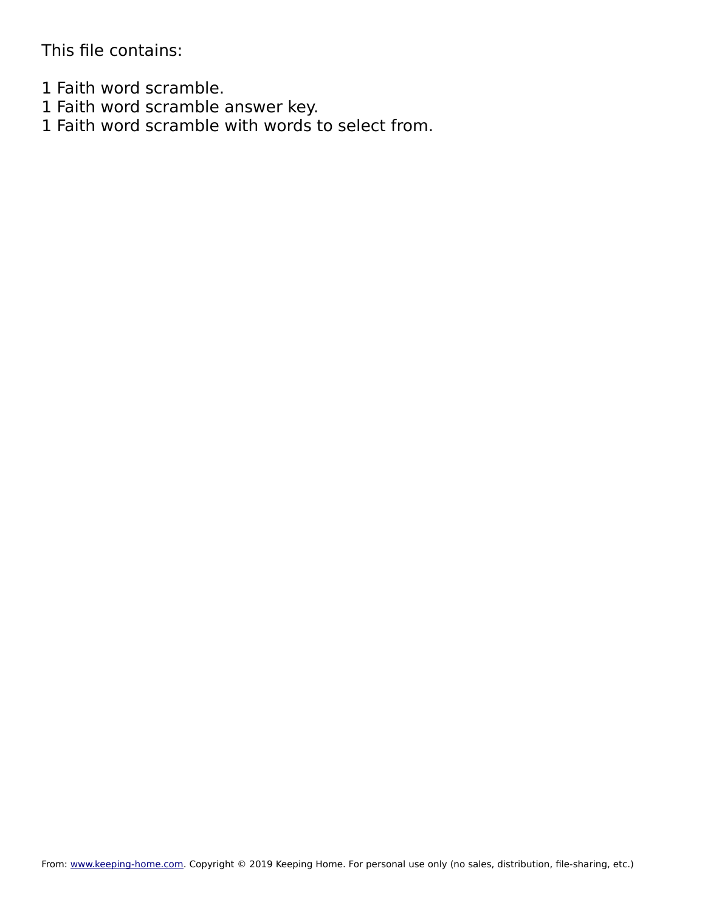This file contains:

1 Faith word scramble.
1 Faith word scramble answer key.
1 Faith word scramble with words to select from.

From: www.keeping-home.com. Copyright © 2019 Keeping Home. For personal use only (no sales, distribution, file-sharing, etc.)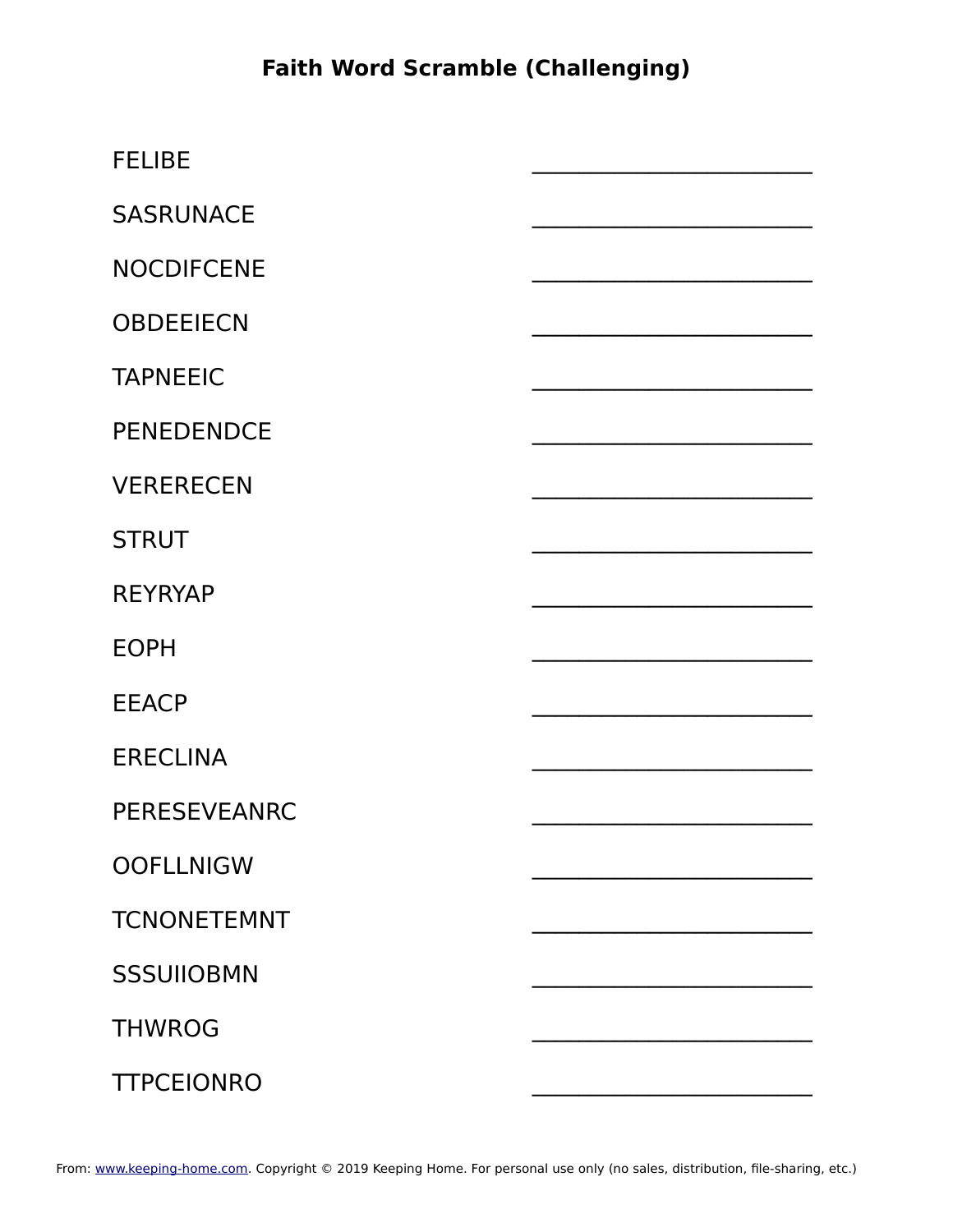# Faith Word Scramble (Challenging)

FELIBE ________________________

SASRUNACE ________________________

NOCDIFCENE ________________________

OBDEEIECN ________________________

TAPNEEIC ________________________

PENEDENDCE ________________________

VERERECEN ________________________

STRUT ________________________

REYRYAP ________________________

EOPH ________________________

EEACP ________________________

ERECLINA ________________________

PERESEVEANRC ________________________

OOFLLNIGW ________________________

TCNONETEMNT ________________________

SSSUIIOBMN ________________________

THWROG ________________________

TTPCEIONRO ________________________

From: www.keeping-home.com. Copyright © 2019 Keeping Home. For personal use only (no sales, distribution, file-sharing, etc.)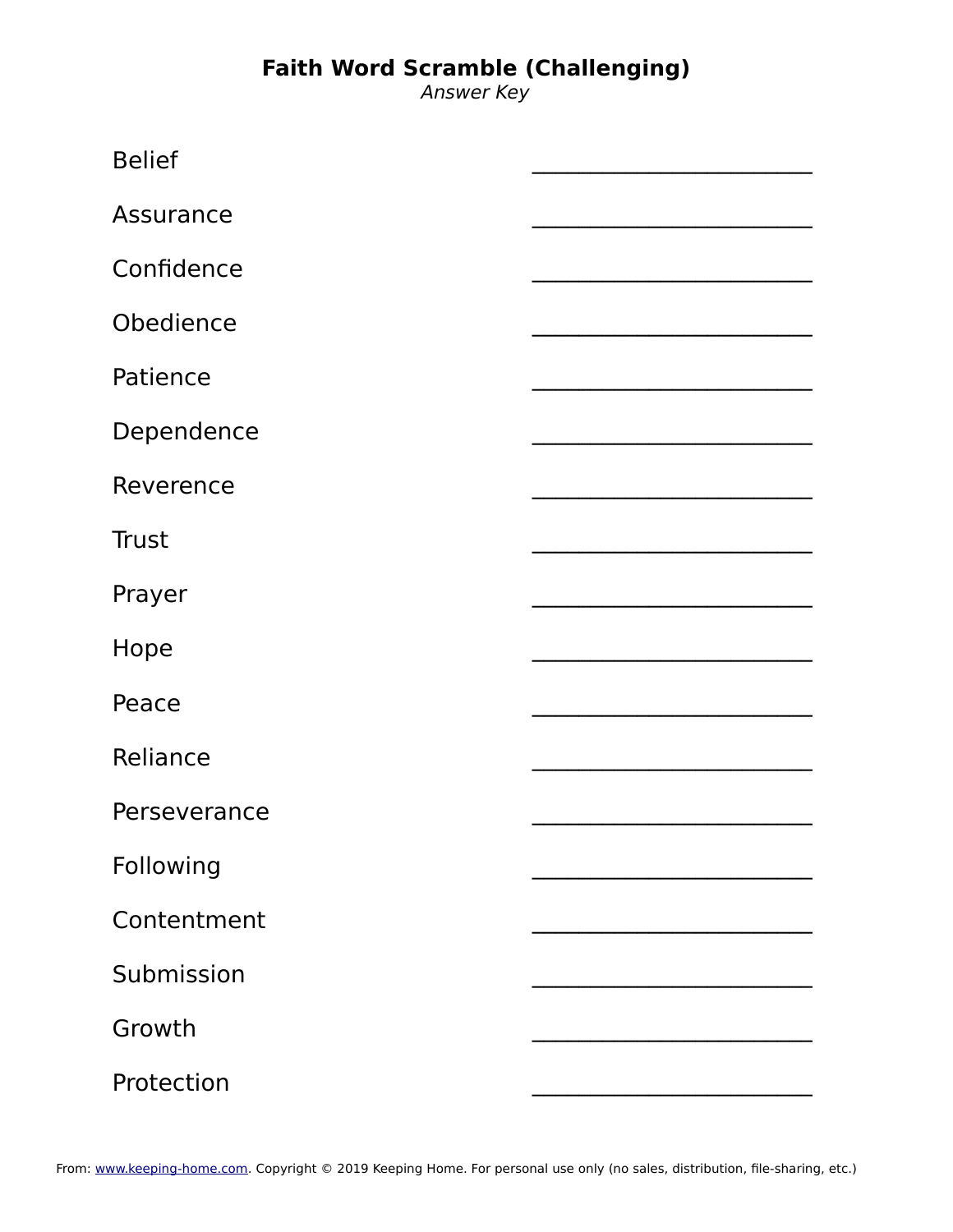# Faith Word Scramble (Challenging)

*Answer Key*

| | |
|---|---|
| Belief | ________________________ |
| Assurance | ________________________ |
| Confidence | ________________________ |
| Obedience | ________________________ |
| Patience | ________________________ |
| Dependence | ________________________ |
| Reverence | ________________________ |
| Trust | ________________________ |
| Prayer | ________________________ |
| Hope | ________________________ |
| Peace | ________________________ |
| Reliance | ________________________ |
| Perseverance | ________________________ |
| Following | ________________________ |
| Contentment | ________________________ |
| Submission | ________________________ |
| Growth | ________________________ |
| Protection | ________________________ |

From: www.keeping-home.com. Copyright © 2019 Keeping Home. For personal use only (no sales, distribution, file-sharing, etc.)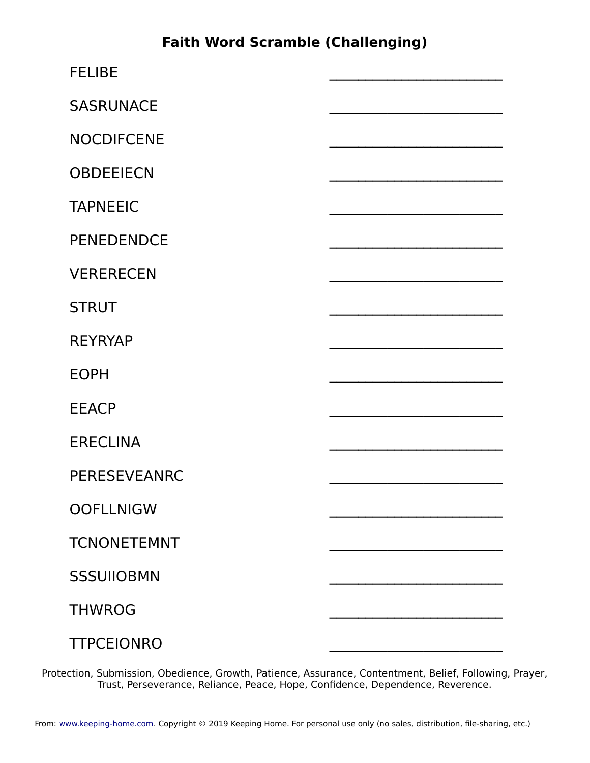# Faith Word Scramble (Challenging)

FELIBE ________________________

SASRUNACE ________________________

NOCDIFCENE ________________________

OBDEEIECN ________________________

TAPNEEIC ________________________

PENEDENDCE ________________________

VERERECEN ________________________

STRUT ________________________

REYRYAP ________________________

EOPH ________________________

EEACP ________________________

ERECLINA ________________________

PERESEVEANRC ________________________

OOFLLNIGW ________________________

TCNONETEMNT ________________________

SSSUIIOBMN ________________________

THWROG ________________________

TTPCEIONRO ________________________

Protection, Submission, Obedience, Growth, Patience, Assurance, Contentment, Belief, Following, Prayer, Trust, Perseverance, Reliance, Peace, Hope, Confidence, Dependence, Reverence.

From: [www.keeping-home.com](http://www.keeping-home.com). Copyright © 2019 Keeping Home. For personal use only (no sales, distribution, file-sharing, etc.)